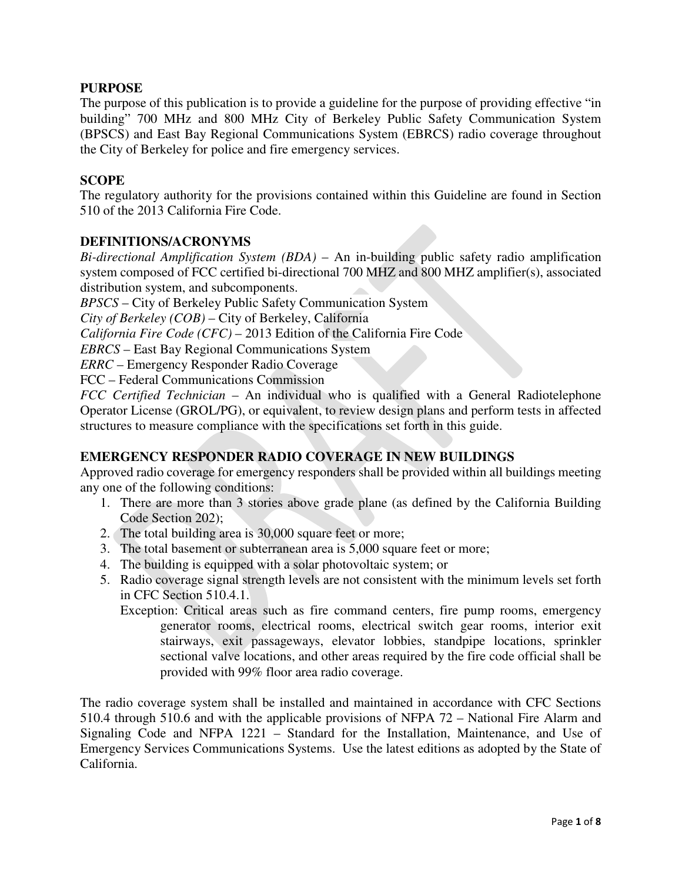## PURPOSE

The purpose of this publication is to provide a guideline for the purpose of providing effective "in building" 700 MHz and 800 MHz City of Berkeley Public Safety Communication System (BPSCS) and East Bay Regional Communications System (EBRCS) radio coverage throughout the City of Berkeley for police and fire emergency services.

## SCOPE

The regulatory authority for the provisions contained within this Guideline are found in Section 510 of the 2013 California Fire Code.

## DEFINITIONS/ACRONYMS

*Bi-directional Amplification System (BDA)* – An in-building public safety radio amplification system composed of FCC certified bi-directional 700 MHZ and 800 MHZ amplifier(s), associated distribution system, and subcomponents.

*BPSCS* – City of Berkeley Public Safety Communication System

*City of Berkeley (COB)* – City of Berkeley, California

*California Fire Code (CFC)* – 2013 Edition of the California Fire Code

*EBRCS* – East Bay Regional Communications System

*ERRC* – Emergency Responder Radio Coverage

FCC – Federal Communications Commission

*FCC Certified Technician* – An individual who is qualified with a General Radiotelephone Operator License (GROL/PG), or equivalent, to review design plans and perform tests in affected structures to measure compliance with the specifications set forth in this guide.

## EMERGENCY RESPONDER RADIO COVERAGE IN NEW BUILDINGS

Approved radio coverage for emergency responders shall be provided within all buildings meeting any one of the following conditions:

1. There are more than 3 stories above grade plane (as defined by the California Building Code Section 202);
2. The total building area is 30,000 square feet or more;
3. The total basement or subterranean area is 5,000 square feet or more;
4. The building is equipped with a solar photovoltaic system; or
5. Radio coverage signal strength levels are not consistent with the minimum levels set forth in CFC Section 510.4.1.

   Exception: Critical areas such as fire command centers, fire pump rooms, emergency generator rooms, electrical rooms, electrical switch gear rooms, interior exit stairways, exit passageways, elevator lobbies, standpipe locations, sprinkler sectional valve locations, and other areas required by the fire code official shall be provided with 99% floor area radio coverage.

The radio coverage system shall be installed and maintained in accordance with CFC Sections 510.4 through 510.6 and with the applicable provisions of NFPA 72 – National Fire Alarm and Signaling Code and NFPA 1221 – Standard for the Installation, Maintenance, and Use of Emergency Services Communications Systems. Use the latest editions as adopted by the State of California.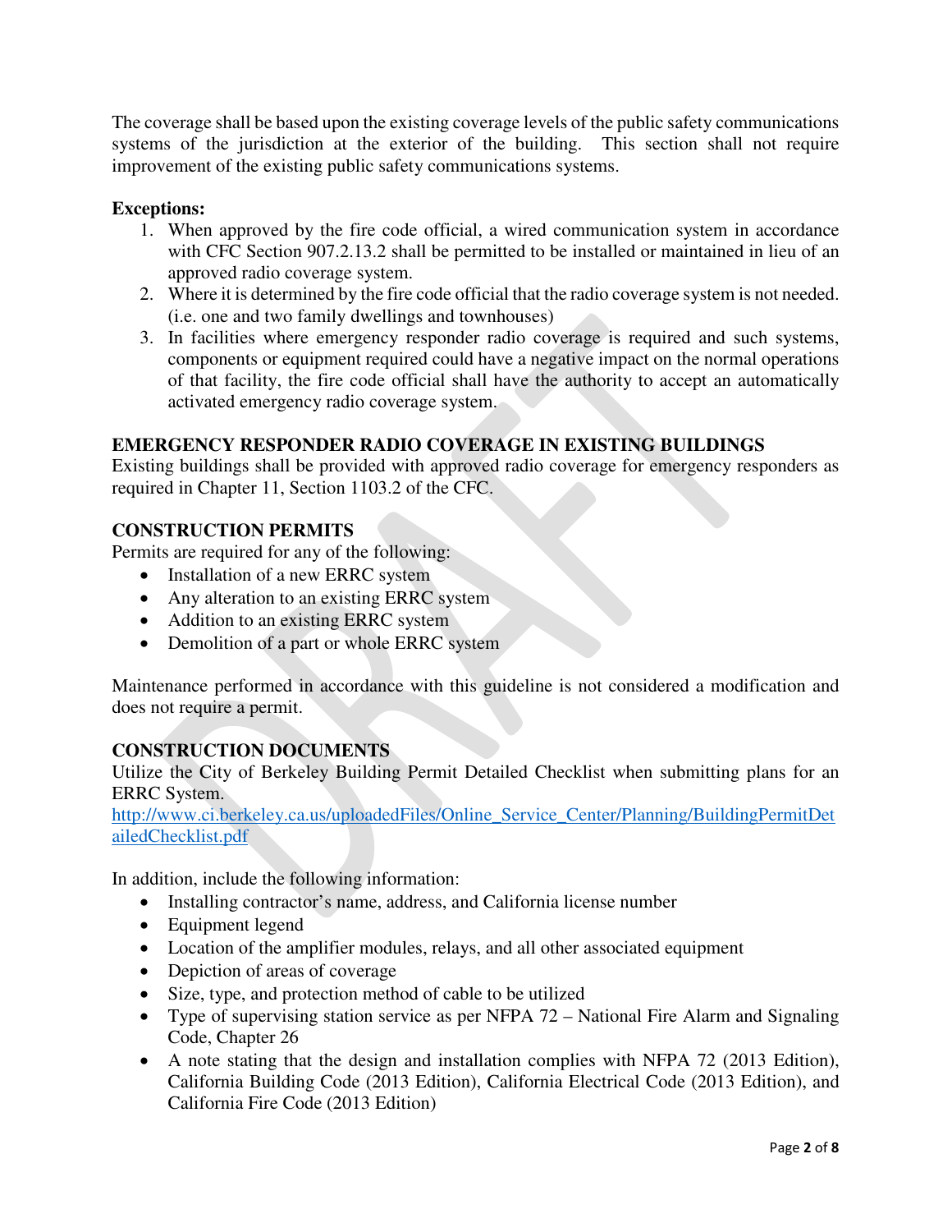The coverage shall be based upon the existing coverage levels of the public safety communications systems of the jurisdiction at the exterior of the building. This section shall not require improvement of the existing public safety communications systems.

**Exceptions:**

1. When approved by the fire code official, a wired communication system in accordance with CFC Section 907.2.13.2 shall be permitted to be installed or maintained in lieu of an approved radio coverage system.
2. Where it is determined by the fire code official that the radio coverage system is not needed. (i.e. one and two family dwellings and townhouses)
3. In facilities where emergency responder radio coverage is required and such systems, components or equipment required could have a negative impact on the normal operations of that facility, the fire code official shall have the authority to accept an automatically activated emergency radio coverage system.

## EMERGENCY RESPONDER RADIO COVERAGE IN EXISTING BUILDINGS

Existing buildings shall be provided with approved radio coverage for emergency responders as required in Chapter 11, Section 1103.2 of the CFC.

## CONSTRUCTION PERMITS

Permits are required for any of the following:

- Installation of a new ERRC system
- Any alteration to an existing ERRC system
- Addition to an existing ERRC system
- Demolition of a part or whole ERRC system

Maintenance performed in accordance with this guideline is not considered a modification and does not require a permit.

## CONSTRUCTION DOCUMENTS

Utilize the City of Berkeley Building Permit Detailed Checklist when submitting plans for an ERRC System.
http://www.ci.berkeley.ca.us/uploadedFiles/Online_Service_Center/Planning/BuildingPermitDetailedChecklist.pdf

In addition, include the following information:

- Installing contractor's name, address, and California license number
- Equipment legend
- Location of the amplifier modules, relays, and all other associated equipment
- Depiction of areas of coverage
- Size, type, and protection method of cable to be utilized
- Type of supervising station service as per NFPA 72 – National Fire Alarm and Signaling Code, Chapter 26
- A note stating that the design and installation complies with NFPA 72 (2013 Edition), California Building Code (2013 Edition), California Electrical Code (2013 Edition), and California Fire Code (2013 Edition)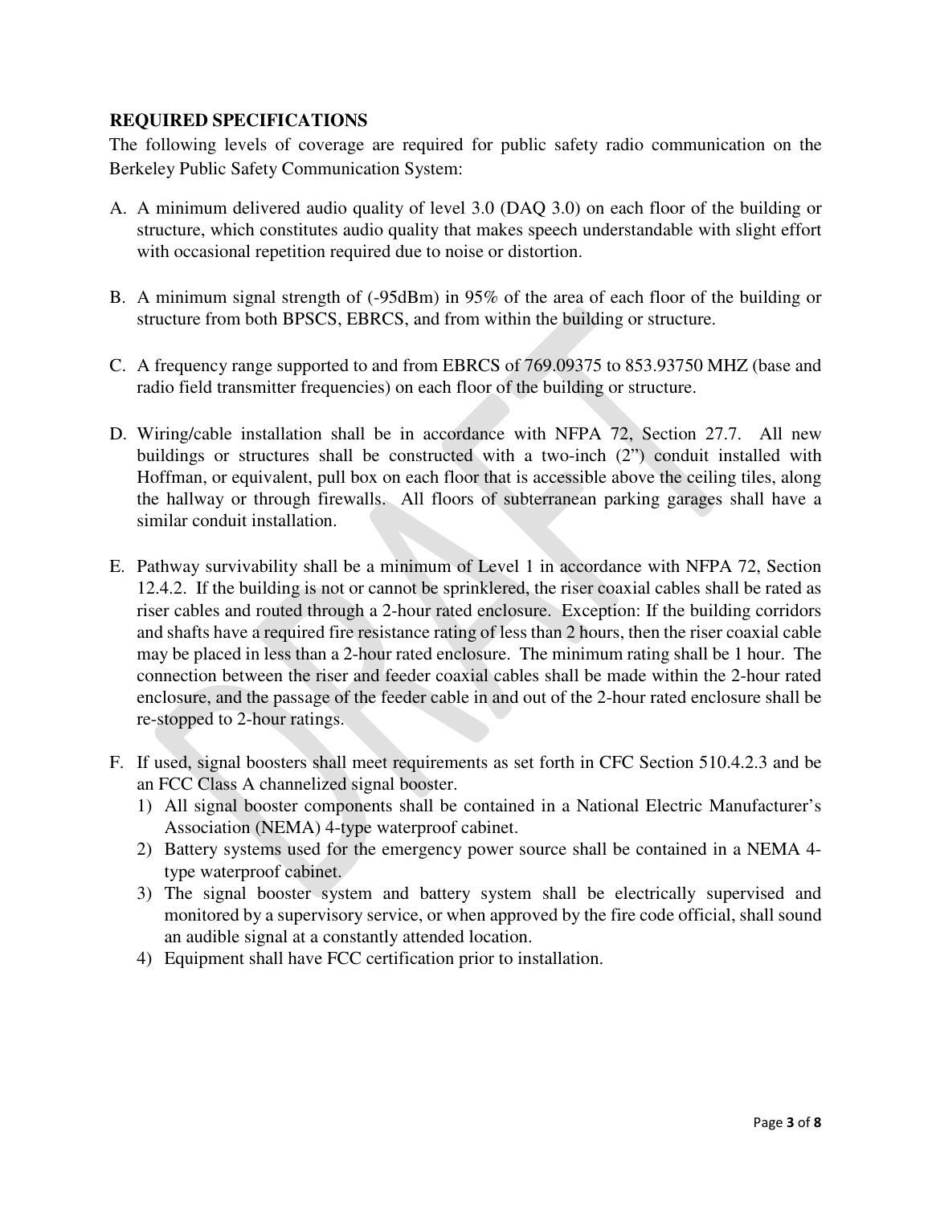**REQUIRED SPECIFICATIONS**

The following levels of coverage are required for public safety radio communication on the Berkeley Public Safety Communication System:

A. A minimum delivered audio quality of level 3.0 (DAQ 3.0) on each floor of the building or structure, which constitutes audio quality that makes speech understandable with slight effort with occasional repetition required due to noise or distortion.

B. A minimum signal strength of (-95dBm) in 95% of the area of each floor of the building or structure from both BPSCS, EBRCS, and from within the building or structure.

C. A frequency range supported to and from EBRCS of 769.09375 to 853.93750 MHZ (base and radio field transmitter frequencies) on each floor of the building or structure.

D. Wiring/cable installation shall be in accordance with NFPA 72, Section 27.7. All new buildings or structures shall be constructed with a two-inch (2") conduit installed with Hoffman, or equivalent, pull box on each floor that is accessible above the ceiling tiles, along the hallway or through firewalls. All floors of subterranean parking garages shall have a similar conduit installation.

E. Pathway survivability shall be a minimum of Level 1 in accordance with NFPA 72, Section 12.4.2. If the building is not or cannot be sprinklered, the riser coaxial cables shall be rated as riser cables and routed through a 2-hour rated enclosure. Exception: If the building corridors and shafts have a required fire resistance rating of less than 2 hours, then the riser coaxial cable may be placed in less than a 2-hour rated enclosure. The minimum rating shall be 1 hour. The connection between the riser and feeder coaxial cables shall be made within the 2-hour rated enclosure, and the passage of the feeder cable in and out of the 2-hour rated enclosure shall be re-stopped to 2-hour ratings.

F. If used, signal boosters shall meet requirements as set forth in CFC Section 510.4.2.3 and be an FCC Class A channelized signal booster.
   1) All signal booster components shall be contained in a National Electric Manufacturer's Association (NEMA) 4-type waterproof cabinet.
   2) Battery systems used for the emergency power source shall be contained in a NEMA 4-type waterproof cabinet.
   3) The signal booster system and battery system shall be electrically supervised and monitored by a supervisory service, or when approved by the fire code official, shall sound an audible signal at a constantly attended location.
   4) Equipment shall have FCC certification prior to installation.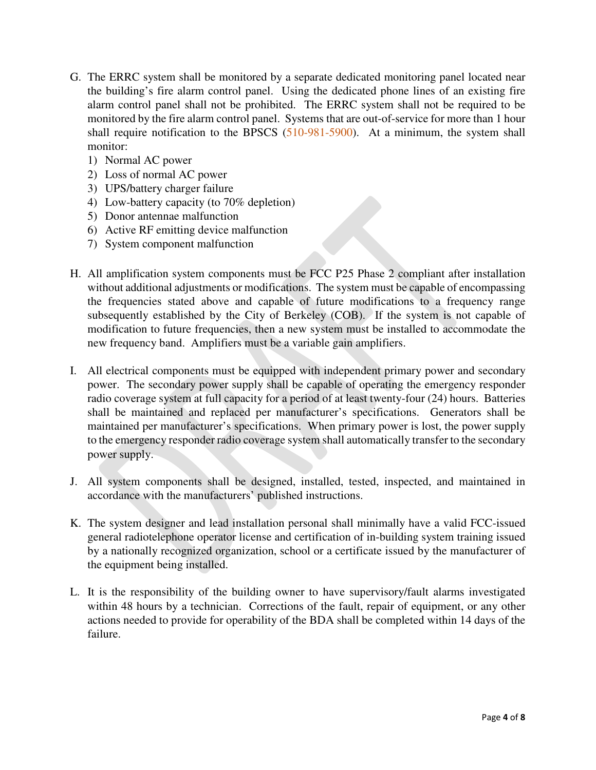G. The ERRC system shall be monitored by a separate dedicated monitoring panel located near the building's fire alarm control panel. Using the dedicated phone lines of an existing fire alarm control panel shall not be prohibited. The ERRC system shall not be required to be monitored by the fire alarm control panel. Systems that are out-of-service for more than 1 hour shall require notification to the BPSCS (510-981-5900). At a minimum, the system shall monitor:
   1) Normal AC power
   2) Loss of normal AC power
   3) UPS/battery charger failure
   4) Low-battery capacity (to 70% depletion)
   5) Donor antennae malfunction
   6) Active RF emitting device malfunction
   7) System component malfunction

H. All amplification system components must be FCC P25 Phase 2 compliant after installation without additional adjustments or modifications. The system must be capable of encompassing the frequencies stated above and capable of future modifications to a frequency range subsequently established by the City of Berkeley (COB). If the system is not capable of modification to future frequencies, then a new system must be installed to accommodate the new frequency band. Amplifiers must be a variable gain amplifiers.

I. All electrical components must be equipped with independent primary power and secondary power. The secondary power supply shall be capable of operating the emergency responder radio coverage system at full capacity for a period of at least twenty-four (24) hours. Batteries shall be maintained and replaced per manufacturer's specifications. Generators shall be maintained per manufacturer's specifications. When primary power is lost, the power supply to the emergency responder radio coverage system shall automatically transfer to the secondary power supply.

J. All system components shall be designed, installed, tested, inspected, and maintained in accordance with the manufacturers' published instructions.

K. The system designer and lead installation personal shall minimally have a valid FCC-issued general radiotelephone operator license and certification of in-building system training issued by a nationally recognized organization, school or a certificate issued by the manufacturer of the equipment being installed.

L. It is the responsibility of the building owner to have supervisory/fault alarms investigated within 48 hours by a technician. Corrections of the fault, repair of equipment, or any other actions needed to provide for operability of the BDA shall be completed within 14 days of the failure.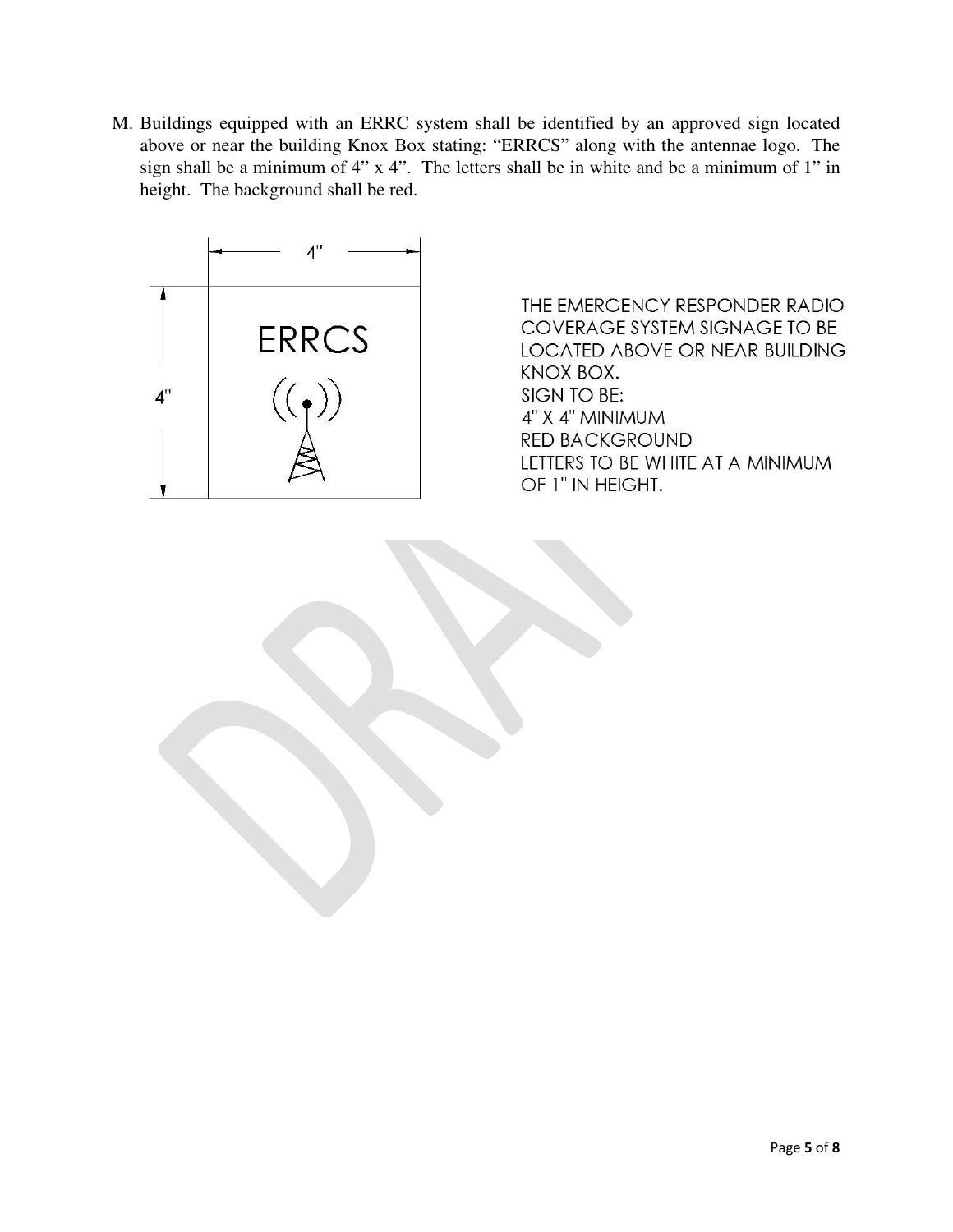M. Buildings equipped with an ERRC system shall be identified by an approved sign located above or near the building Knox Box stating: "ERRCS" along with the antennae logo. The sign shall be a minimum of 4" x 4". The letters shall be in white and be a minimum of 1" in height. The background shall be red.

4"

4"

ERRCS

THE EMERGENCY RESPONDER RADIO COVERAGE SYSTEM SIGNAGE TO BE LOCATED ABOVE OR NEAR BUILDING KNOX BOX.
SIGN TO BE:
4" X 4" MINIMUM
RED BACKGROUND
LETTERS TO BE WHITE AT A MINIMUM OF 1" IN HEIGHT.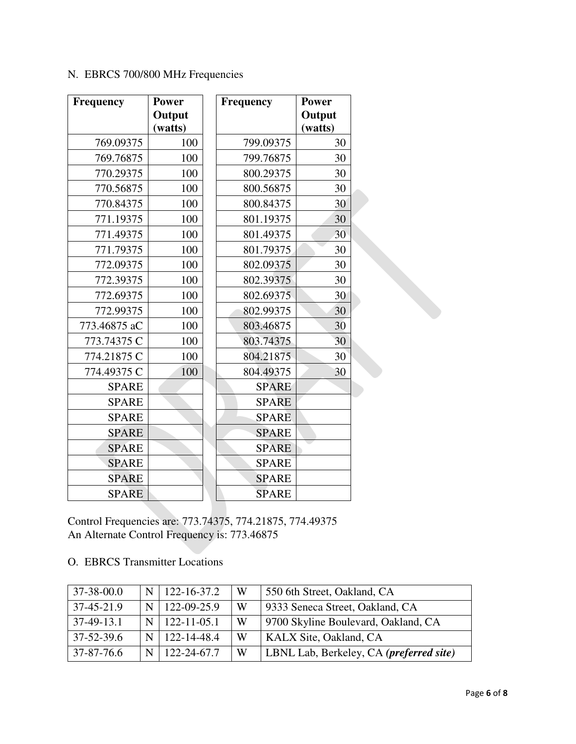N. EBRCS 700/800 MHz Frequencies

| Frequency | Power Output (watts) |
|---|---|
| 769.09375 | 100 |
| 769.76875 | 100 |
| 770.29375 | 100 |
| 770.56875 | 100 |
| 770.84375 | 100 |
| 771.19375 | 100 |
| 771.49375 | 100 |
| 771.79375 | 100 |
| 772.09375 | 100 |
| 772.39375 | 100 |
| 772.69375 | 100 |
| 772.99375 | 100 |
| 773.46875 aC | 100 |
| 773.74375 C | 100 |
| 774.21875 C | 100 |
| 774.49375 C | 100 |
| SPARE | |
| SPARE | |
| SPARE | |
| SPARE | |
| SPARE | |
| SPARE | |
| SPARE | |
| SPARE | |

| Frequency | Power Output (watts) |
|---|---|
| 799.09375 | 30 |
| 799.76875 | 30 |
| 800.29375 | 30 |
| 800.56875 | 30 |
| 800.84375 | 30 |
| 801.19375 | 30 |
| 801.49375 | 30 |
| 801.79375 | 30 |
| 802.09375 | 30 |
| 802.39375 | 30 |
| 802.69375 | 30 |
| 802.99375 | 30 |
| 803.46875 | 30 |
| 803.74375 | 30 |
| 804.21875 | 30 |
| 804.49375 | 30 |
| SPARE | |
| SPARE | |
| SPARE | |
| SPARE | |
| SPARE | |
| SPARE | |
| SPARE | |
| SPARE | |

Control Frequencies are: 773.74375, 774.21875, 774.49375
An Alternate Control Frequency is: 773.46875

O. EBRCS Transmitter Locations

| | | | | |
|---|---|---|---|---|
| 37-38-00.0 | N | 122-16-37.2 | W | 550 6th Street, Oakland, CA |
| 37-45-21.9 | N | 122-09-25.9 | W | 9333 Seneca Street, Oakland, CA |
| 37-49-13.1 | N | 122-11-05.1 | W | 9700 Skyline Boulevard, Oakland, CA |
| 37-52-39.6 | N | 122-14-48.4 | W | KALX Site, Oakland, CA |
| 37-87-76.6 | N | 122-24-67.7 | W | LBNL Lab, Berkeley, CA ***(preferred site)*** |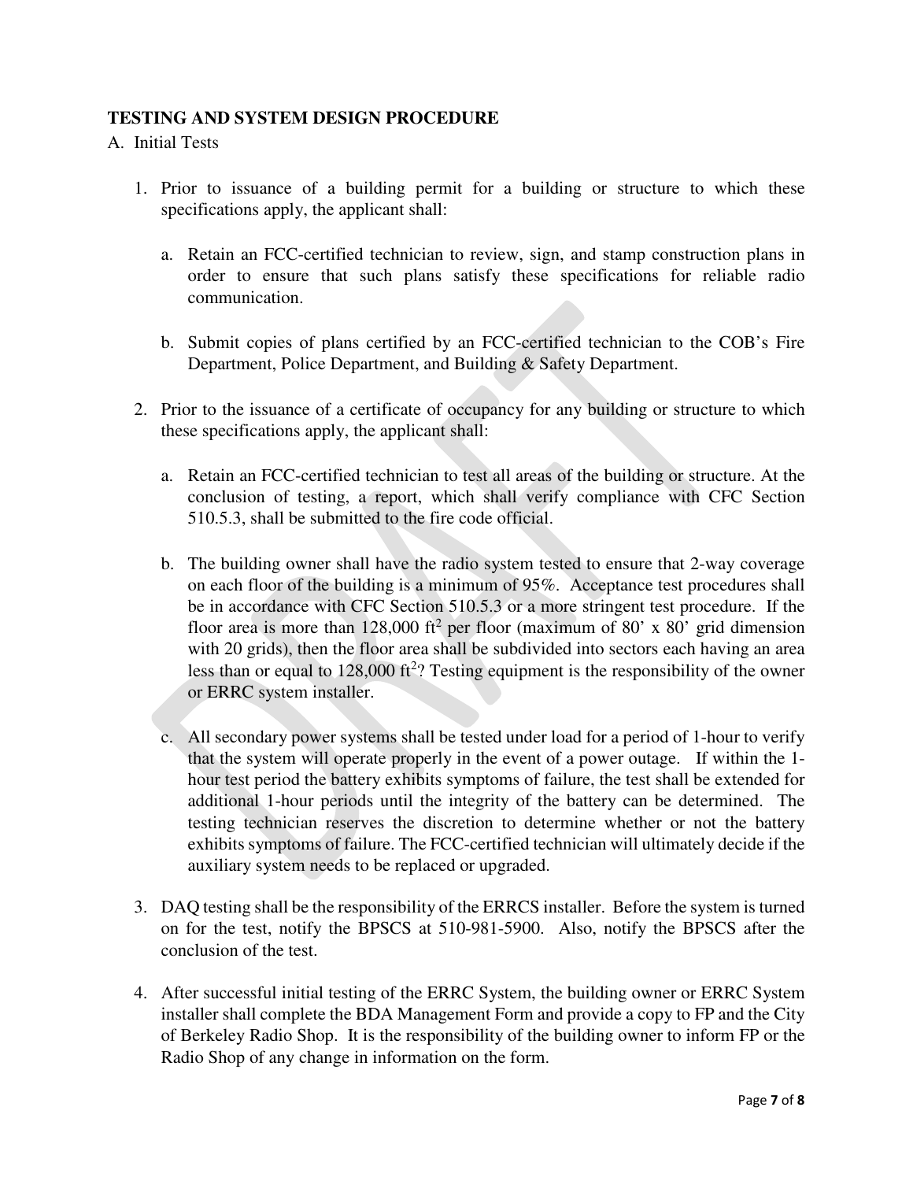**TESTING AND SYSTEM DESIGN PROCEDURE**

A. Initial Tests

1. Prior to issuance of a building permit for a building or structure to which these specifications apply, the applicant shall:

   a. Retain an FCC-certified technician to review, sign, and stamp construction plans in order to ensure that such plans satisfy these specifications for reliable radio communication.

   b. Submit copies of plans certified by an FCC-certified technician to the COB's Fire Department, Police Department, and Building & Safety Department.

2. Prior to the issuance of a certificate of occupancy for any building or structure to which these specifications apply, the applicant shall:

   a. Retain an FCC-certified technician to test all areas of the building or structure. At the conclusion of testing, a report, which shall verify compliance with CFC Section 510.5.3, shall be submitted to the fire code official.

   b. The building owner shall have the radio system tested to ensure that 2-way coverage on each floor of the building is a minimum of 95%. Acceptance test procedures shall be in accordance with CFC Section 510.5.3 or a more stringent test procedure. If the floor area is more than 128,000 $ft^2$ per floor (maximum of 80' x 80' grid dimension with 20 grids), then the floor area shall be subdivided into sectors each having an area less than or equal to 128,000 $ft^2$? Testing equipment is the responsibility of the owner or ERRC system installer.

   c. All secondary power systems shall be tested under load for a period of 1-hour to verify that the system will operate properly in the event of a power outage. If within the 1-hour test period the battery exhibits symptoms of failure, the test shall be extended for additional 1-hour periods until the integrity of the battery can be determined. The testing technician reserves the discretion to determine whether or not the battery exhibits symptoms of failure. The FCC-certified technician will ultimately decide if the auxiliary system needs to be replaced or upgraded.

3. DAQ testing shall be the responsibility of the ERRCS installer. Before the system is turned on for the test, notify the BPSCS at 510-981-5900. Also, notify the BPSCS after the conclusion of the test.

4. After successful initial testing of the ERRC System, the building owner or ERRC System installer shall complete the BDA Management Form and provide a copy to FP and the City of Berkeley Radio Shop. It is the responsibility of the building owner to inform FP or the Radio Shop of any change in information on the form.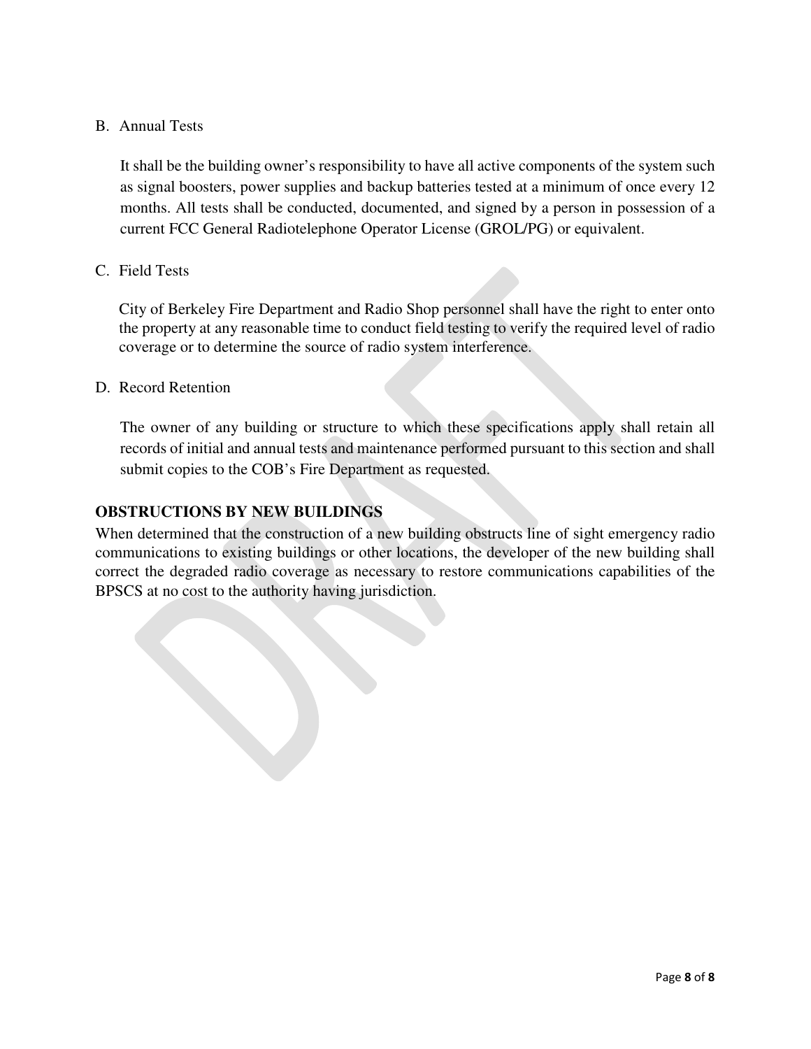B. Annual Tests

It shall be the building owner's responsibility to have all active components of the system such as signal boosters, power supplies and backup batteries tested at a minimum of once every 12 months. All tests shall be conducted, documented, and signed by a person in possession of a current FCC General Radiotelephone Operator License (GROL/PG) or equivalent.

C. Field Tests

City of Berkeley Fire Department and Radio Shop personnel shall have the right to enter onto the property at any reasonable time to conduct field testing to verify the required level of radio coverage or to determine the source of radio system interference.

D. Record Retention

The owner of any building or structure to which these specifications apply shall retain all records of initial and annual tests and maintenance performed pursuant to this section and shall submit copies to the COB's Fire Department as requested.

**OBSTRUCTIONS BY NEW BUILDINGS**

When determined that the construction of a new building obstructs line of sight emergency radio communications to existing buildings or other locations, the developer of the new building shall correct the degraded radio coverage as necessary to restore communications capabilities of the BPSCS at no cost to the authority having jurisdiction.